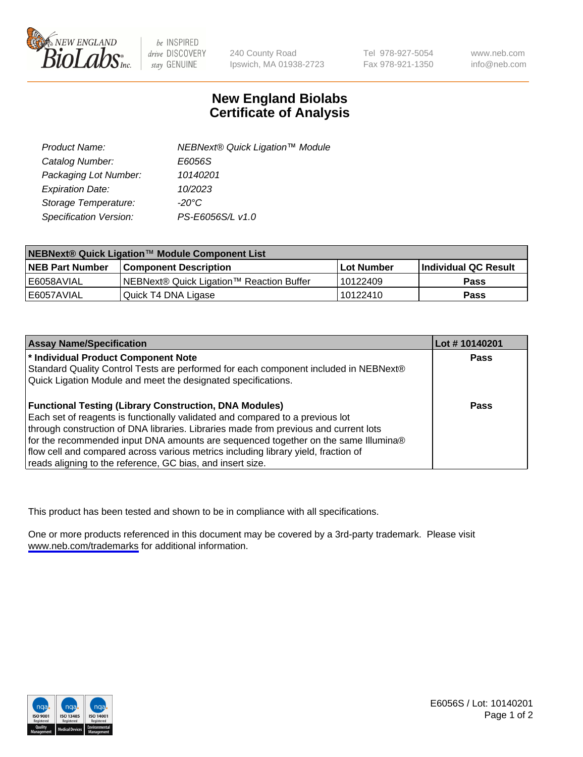# New England Biolabs Certificate of Analysis

| | |
|---|---|
| *Product Name:* | *NEBNext® Quick Ligation™ Module* |
| *Catalog Number:* | *E6056S* |
| *Packaging Lot Number:* | *10140201* |
| *Expiration Date:* | *10/2023* |
| *Storage Temperature:* | *-20°C* |
| *Specification Version:* | *PS-E6056S/L v1.0* |

| NEBNext® Quick Ligation™ Module Component List | | | |
|---|---|---|---|
| **NEB Part Number** | **Component Description** | **Lot Number** | **Individual QC Result** |
| E6058AVIAL | NEBNext® Quick Ligation™ Reaction Buffer | 10122409 | **Pass** |
| E6057AVIAL | Quick T4 DNA Ligase | 10122410 | **Pass** |

| Assay Name/Specification | Lot # 10140201 |
|---|---|
| **\* Individual Product Component Note**<br>Standard Quality Control Tests are performed for each component included in NEBNext® Quick Ligation Module and meet the designated specifications. | **Pass** |
| **Functional Testing (Library Construction, DNA Modules)**<br>Each set of reagents is functionally validated and compared to a previous lot through construction of DNA libraries. Libraries made from previous and current lots for the recommended input DNA amounts are sequenced together on the same Illumina® flow cell and compared across various metrics including library yield, fraction of reads aligning to the reference, GC bias, and insert size. | **Pass** |

This product has been tested and shown to be in compliance with all specifications.

One or more products referenced in this document may be covered by a 3rd-party trademark. Please visit www.neb.com/trademarks for additional information.

E6056S / Lot: 10140201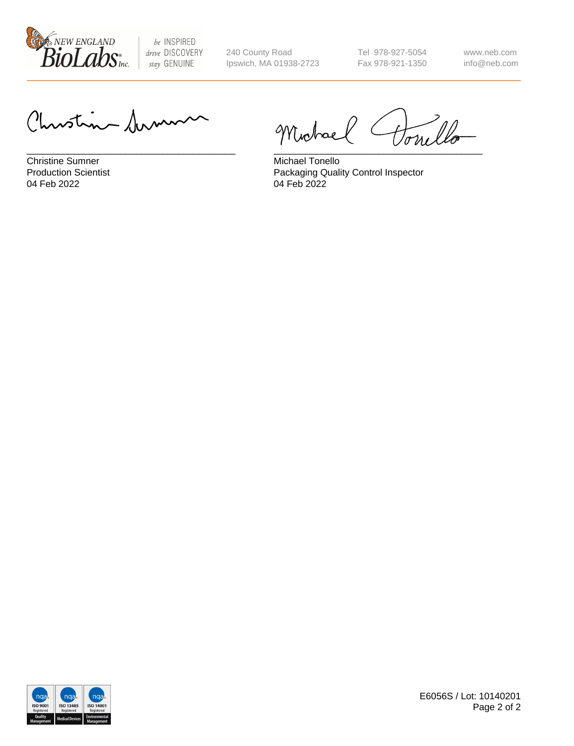240 County Road
Ipswich, MA 01938-2723

Tel 978-927-5054
Fax 978-921-1350

www.neb.com
info@neb.com

Christine Sumner
Production Scientist
04 Feb 2022

Michael Tonello
Packaging Quality Control Inspector
04 Feb 2022

E6056S / Lot: 10140201